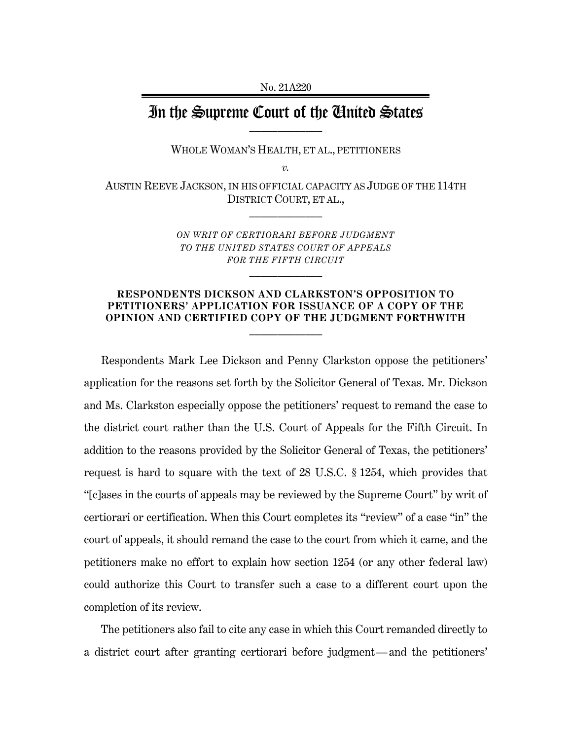No. 21A220

# In the Supreme Court of the United States

---

WHOLE WOMAN'S HEALTH, ET AL., PETITIONERS

*v.*

AUSTIN REEVE JACKSON, IN HIS OFFICIAL CAPACITY AS JUDGE OF THE 114TH DISTRICT COURT, ET AL.,

---

*ON WRIT OF CERTIORARI BEFORE JUDGMENT TO THE UNITED STATES COURT OF APPEALS FOR THE FIFTH CIRCUIT*

---

**RESPONDENTS DICKSON AND CLARKSTON'S OPPOSITION TO PETITIONERS' APPLICATION FOR ISSUANCE OF A COPY OF THE OPINION AND CERTIFIED COPY OF THE JUDGMENT FORTHWITH**

---

Respondents Mark Lee Dickson and Penny Clarkston oppose the petitioners' application for the reasons set forth by the Solicitor General of Texas. Mr. Dickson and Ms. Clarkston especially oppose the petitioners' request to remand the case to the district court rather than the U.S. Court of Appeals for the Fifth Circuit. In addition to the reasons provided by the Solicitor General of Texas, the petitioners' request is hard to square with the text of 28 U.S.C. § 1254, which provides that "[c]ases in the courts of appeals may be reviewed by the Supreme Court" by writ of certiorari or certification. When this Court completes its "review" of a case "in" the court of appeals, it should remand the case to the court from which it came, and the petitioners make no effort to explain how section 1254 (or any other federal law) could authorize this Court to transfer such a case to a different court upon the completion of its review.

The petitioners also fail to cite any case in which this Court remanded directly to a district court after granting certiorari before judgment—and the petitioners'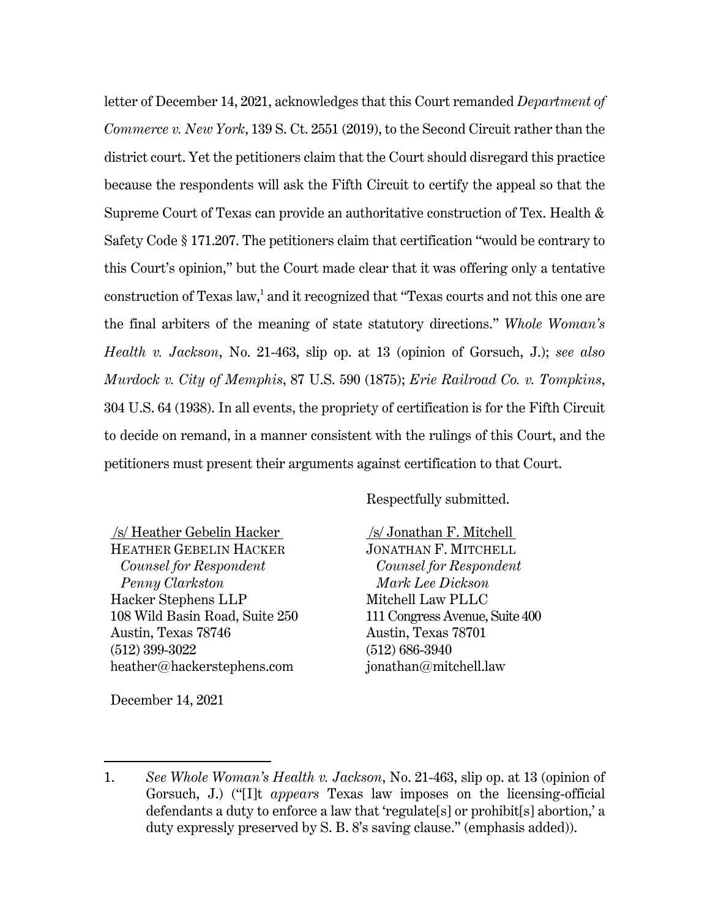letter of December 14, 2021, acknowledges that this Court remanded *Department of Commerce v. New York*, 139 S. Ct. 2551 (2019), to the Second Circuit rather than the district court. Yet the petitioners claim that the Court should disregard this practice because the respondents will ask the Fifth Circuit to certify the appeal so that the Supreme Court of Texas can provide an authoritative construction of Tex. Health & Safety Code § 171.207. The petitioners claim that certification "would be contrary to this Court's opinion," but the Court made clear that it was offering only a tentative construction of Texas law,[1] and it recognized that "Texas courts and not this one are the final arbiters of the meaning of state statutory directions." *Whole Woman's Health v. Jackson*, No. 21-463, slip op. at 13 (opinion of Gorsuch, J.); *see also Murdock v. City of Memphis*, 87 U.S. 590 (1875); *Erie Railroad Co. v. Tompkins*, 304 U.S. 64 (1938). In all events, the propriety of certification is for the Fifth Circuit to decide on remand, in a manner consistent with the rulings of this Court, and the petitioners must present their arguments against certification to that Court.

Respectfully submitted.

/s/ Heather Gebelin Hacker
HEATHER GEBELIN HACKER
*Counsel for Respondent Penny Clarkston*
Hacker Stephens LLP
108 Wild Basin Road, Suite 250
Austin, Texas 78746
(512) 399-3022
heather@hackerstephens.com

/s/ Jonathan F. Mitchell
JONATHAN F. MITCHELL
*Counsel for Respondent Mark Lee Dickson*
Mitchell Law PLLC
111 Congress Avenue, Suite 400
Austin, Texas 78701
(512) 686-3940
jonathan@mitchell.law

December 14, 2021

---

1. *See Whole Woman's Health v. Jackson*, No. 21-463, slip op. at 13 (opinion of Gorsuch, J.) ("[I]t *appears* Texas law imposes on the licensing-official defendants a duty to enforce a law that 'regulate[s] or prohibit[s] abortion,' a duty expressly preserved by S. B. 8's saving clause." (emphasis added)).